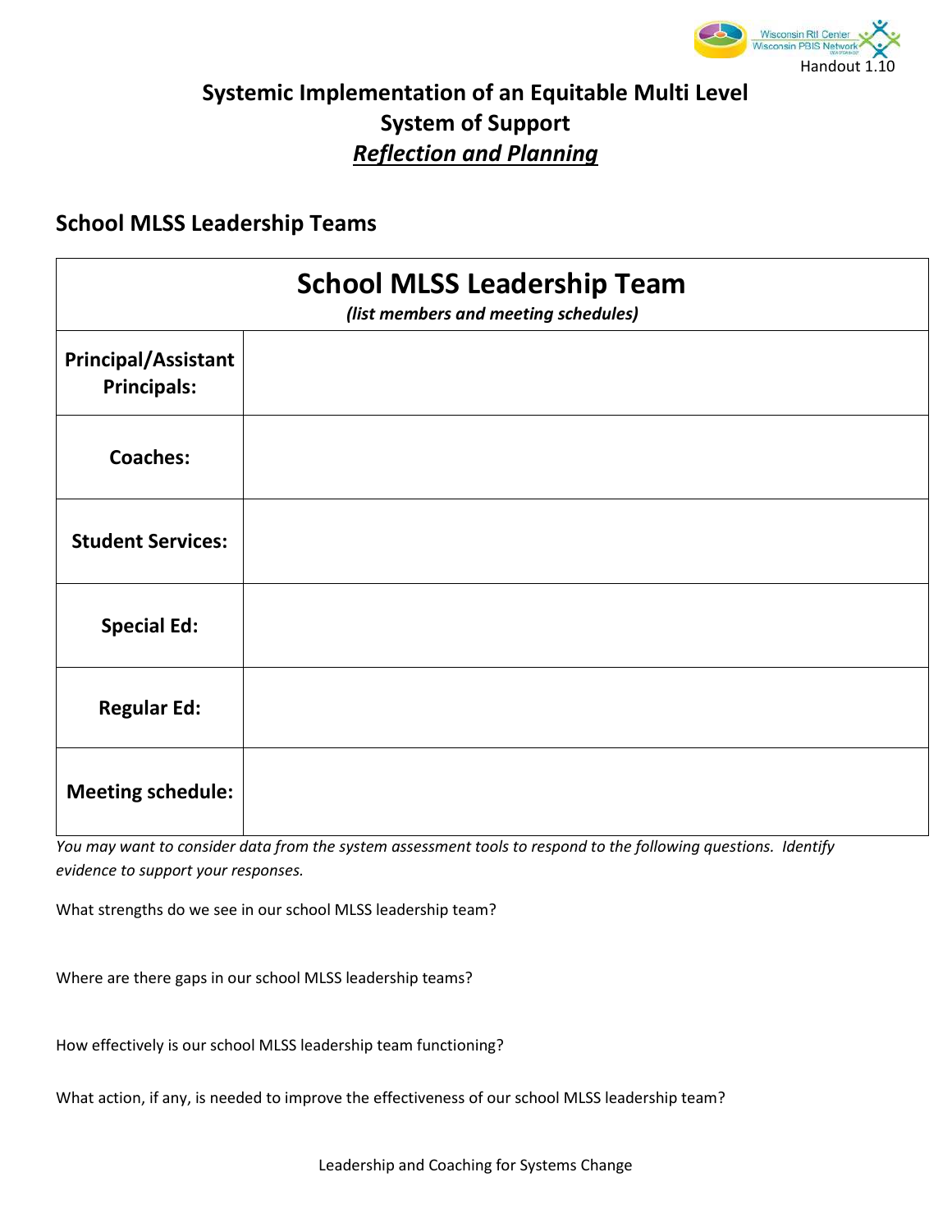Handout 1.10

# Systemic Implementation of an Equitable Multi Level System of Support

## ***Reflection and Planning***

### School MLSS Leadership Teams

| School MLSS Leadership Team *(list members and meeting schedules)* | |
|---|---|
| **Principal/Assistant Principals:** | |
| **Coaches:** | |
| **Student Services:** | |
| **Special Ed:** | |
| **Regular Ed:** | |
| **Meeting schedule:** | |

*You may want to consider data from the system assessment tools to respond to the following questions. Identify evidence to support your responses.*

What strengths do we see in our school MLSS leadership team?

Where are there gaps in our school MLSS leadership teams?

How effectively is our school MLSS leadership team functioning?

What action, if any, is needed to improve the effectiveness of our school MLSS leadership team?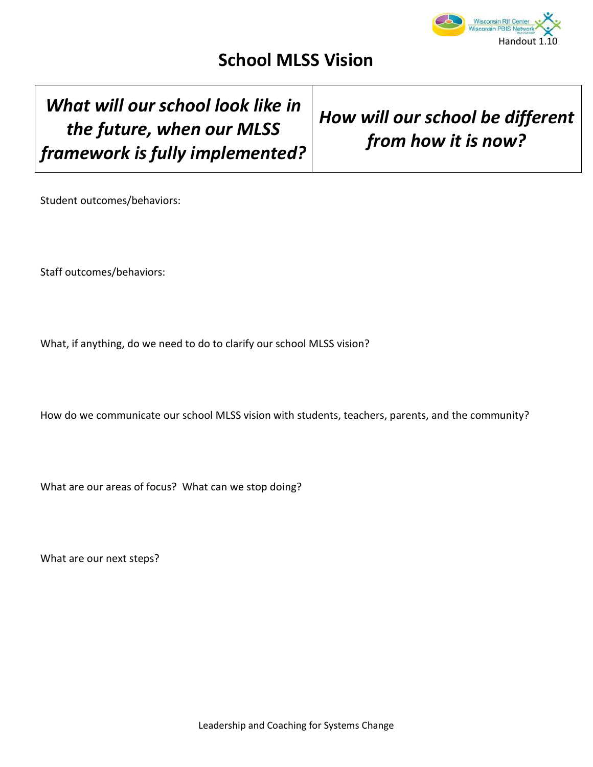Handout 1.10

# School MLSS Vision

| *What will our school look like in the future, when our MLSS framework is fully implemented?* | *How will our school be different from how it is now?* |
|---|---|

Student outcomes/behaviors:

Staff outcomes/behaviors:

What, if anything, do we need to do to clarify our school MLSS vision?

How do we communicate our school MLSS vision with students, teachers, parents, and the community?

What are our areas of focus? What can we stop doing?

What are our next steps?